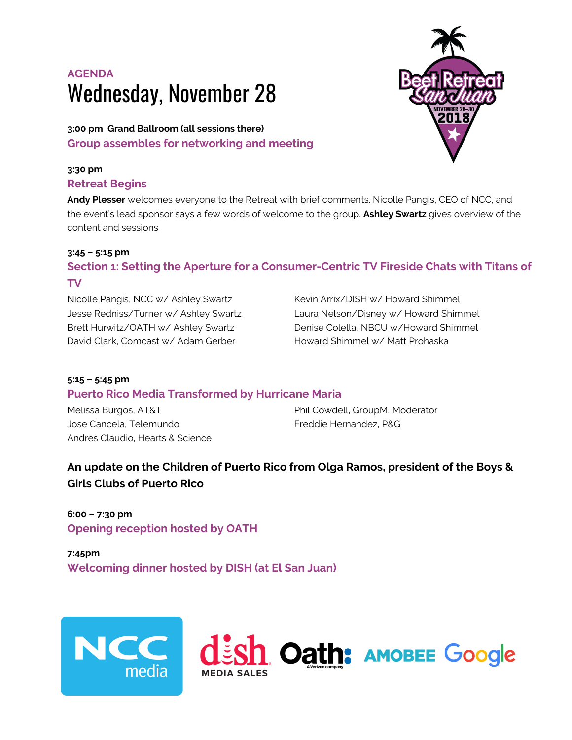AGENDA

# Wednesday, November 28

**3:00 pm Grand Ballroom (all sessions there)**

### Group assembles for networking and meeting

**3:30 pm**

### Retreat Begins

**Andy Plesser** welcomes everyone to the Retreat with brief comments. Nicolle Pangis, CEO of NCC, and the event's lead sponsor says a few words of welcome to the group. **Ashley Swartz** gives overview of the content and sessions

**3:45 – 5:15 pm**

### Section 1: Setting the Aperture for a Consumer-Centric TV Fireside Chats with Titans of TV

Nicolle Pangis, NCC w/ Ashley Swartz
Jesse Redniss/Turner w/ Ashley Swartz
Brett Hurwitz/OATH w/ Ashley Swartz
David Clark, Comcast w/ Adam Gerber
Kevin Arrix/DISH w/ Howard Shimmel
Laura Nelson/Disney w/ Howard Shimmel
Denise Colella, NBCU w/Howard Shimmel
Howard Shimmel w/ Matt Prohaska

**5:15 – 5:45 pm**

### Puerto Rico Media Transformed by Hurricane Maria

Melissa Burgos, AT&T
Jose Cancela, Telemundo
Andres Claudio, Hearts & Science
Phil Cowdell, GroupM, Moderator
Freddie Hernandez, P&G

**An update on the Children of Puerto Rico from Olga Ramos, president of the Boys & Girls Clubs of Puerto Rico**

**6:00 – 7:30 pm**

### Opening reception hosted by OATH

**7:45pm**

### Welcoming dinner hosted by DISH (at El San Juan)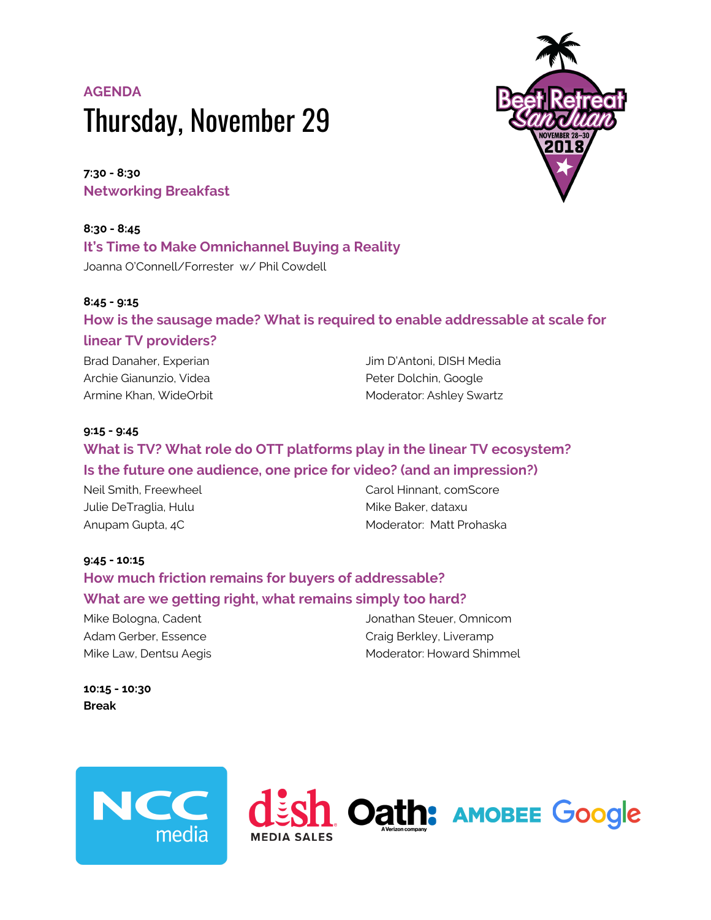**AGENDA**

# Thursday, November 29

**7:30 - 8:30**

**Networking Breakfast**

**8:30 - 8:45**

**It's Time to Make Omnichannel Buying a Reality**

Joanna O'Connell/Forrester w/ Phil Cowdell

**8:45 - 9:15**

**How is the sausage made? What is required to enable addressable at scale for linear TV providers?**

Brad Danaher, Experian
Archie Gianunzio, Videa
Armine Khan, WideOrbit
Jim D'Antoni, DISH Media
Peter Dolchin, Google
Moderator: Ashley Swartz

**9:15 - 9:45**

**What is TV? What role do OTT platforms play in the linear TV ecosystem? Is the future one audience, one price for video? (and an impression?)**

Neil Smith, Freewheel
Julie DeTraglia, Hulu
Anupam Gupta, 4C
Carol Hinnant, comScore
Mike Baker, dataxu
Moderator: Matt Prohaska

**9:45 - 10:15**

**How much friction remains for buyers of addressable? What are we getting right, what remains simply too hard?**

Mike Bologna, Cadent
Adam Gerber, Essence
Mike Law, Dentsu Aegis
Jonathan Steuer, Omnicom
Craig Berkley, Liveramp
Moderator: Howard Shimmel

**10:15 - 10:30**

**Break**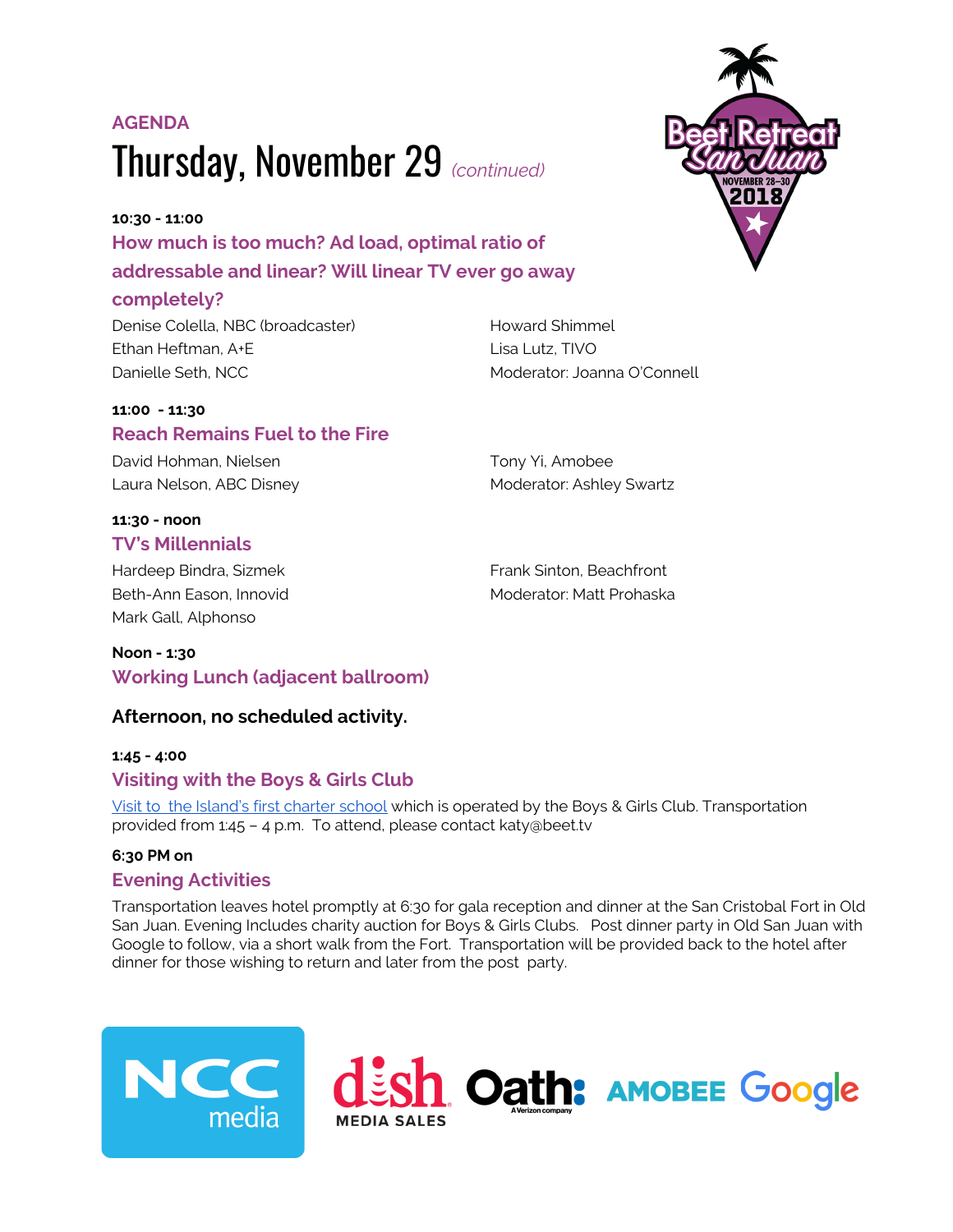**AGENDA**

# Thursday, November 29 *(continued)*

**10:30 - 11:00**

### How much is too much? Ad load, optimal ratio of addressable and linear? Will linear TV ever go away completely?

Denise Colella, NBC (broadcaster)
Ethan Heftman, A+E
Danielle Seth, NCC
Howard Shimmel
Lisa Lutz, TIVO
Moderator: Joanna O'Connell

**11:00 - 11:30**

### Reach Remains Fuel to the Fire

David Hohman, Nielsen
Laura Nelson, ABC Disney
Tony Yi, Amobee
Moderator: Ashley Swartz

**11:30 - noon**

### TV's Millennials

Hardeep Bindra, Sizmek
Beth-Ann Eason, Innovid
Mark Gall, Alphonso
Frank Sinton, Beachfront
Moderator: Matt Prohaska

**Noon - 1:30**

### Working Lunch (adjacent ballroom)

**Afternoon, no scheduled activity.**

**1:45 - 4:00**

### Visiting with the Boys & Girls Club

Visit to the Island's first charter school which is operated by the Boys & Girls Club. Transportation provided from 1:45 – 4 p.m. To attend, please contact katy@beet.tv

**6:30 PM on**

### Evening Activities

Transportation leaves hotel promptly at 6:30 for gala reception and dinner at the San Cristobal Fort in Old San Juan. Evening Includes charity auction for Boys & Girls Clubs. Post dinner party in Old San Juan with Google to follow, via a short walk from the Fort. Transportation will be provided back to the hotel after dinner for those wishing to return and later from the post party.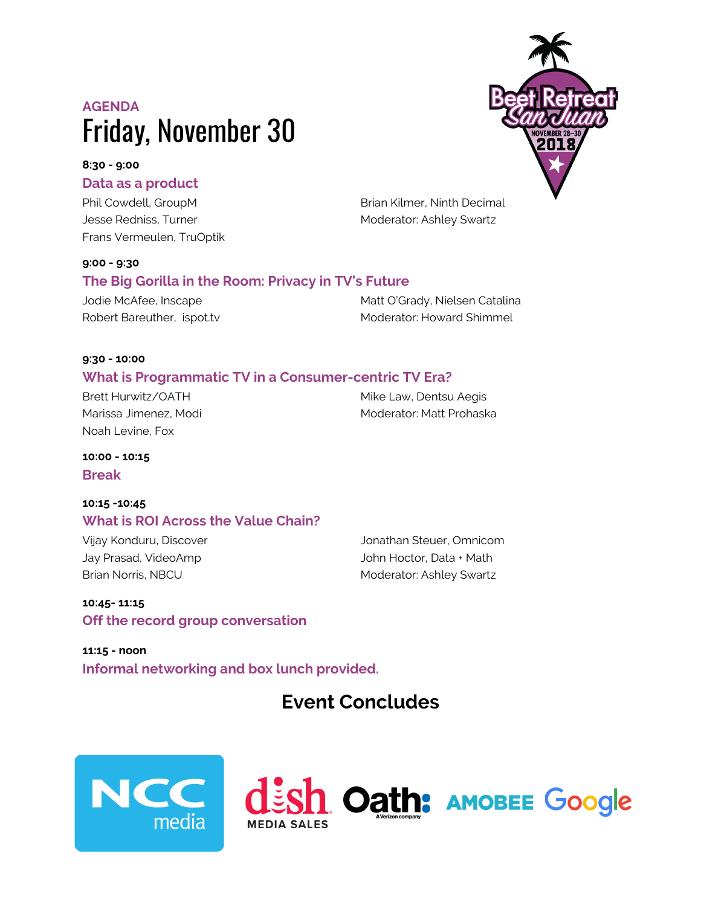AGENDA

# Friday, November 30

**8:30 - 9:00**

### Data as a product

Phil Cowdell, GroupM
Jesse Redniss, Turner
Frans Vermeulen, TruOptik
Brian Kilmer, Ninth Decimal
Moderator: Ashley Swartz

**9:00 - 9:30**

### The Big Gorilla in the Room: Privacy in TV's Future

Jodie McAfee, Inscape
Robert Bareuther, ispot.tv
Matt O'Grady, Nielsen Catalina
Moderator: Howard Shimmel

**9:30 - 10:00**

### What is Programmatic TV in a Consumer-centric TV Era?

Brett Hurwitz/OATH
Marissa Jimenez, Modi
Noah Levine, Fox
Mike Law, Dentsu Aegis
Moderator: Matt Prohaska

**10:00 - 10:15**

### Break

**10:15 -10:45**

### What is ROI Across the Value Chain?

Vijay Konduru, Discover
Jay Prasad, VideoAmp
Brian Norris, NBCU
Jonathan Steuer, Omnicom
John Hoctor, Data + Math
Moderator: Ashley Swartz

**10:45- 11:15**

### Off the record group conversation

**11:15 - noon**

### Informal networking and box lunch provided.

## Event Concludes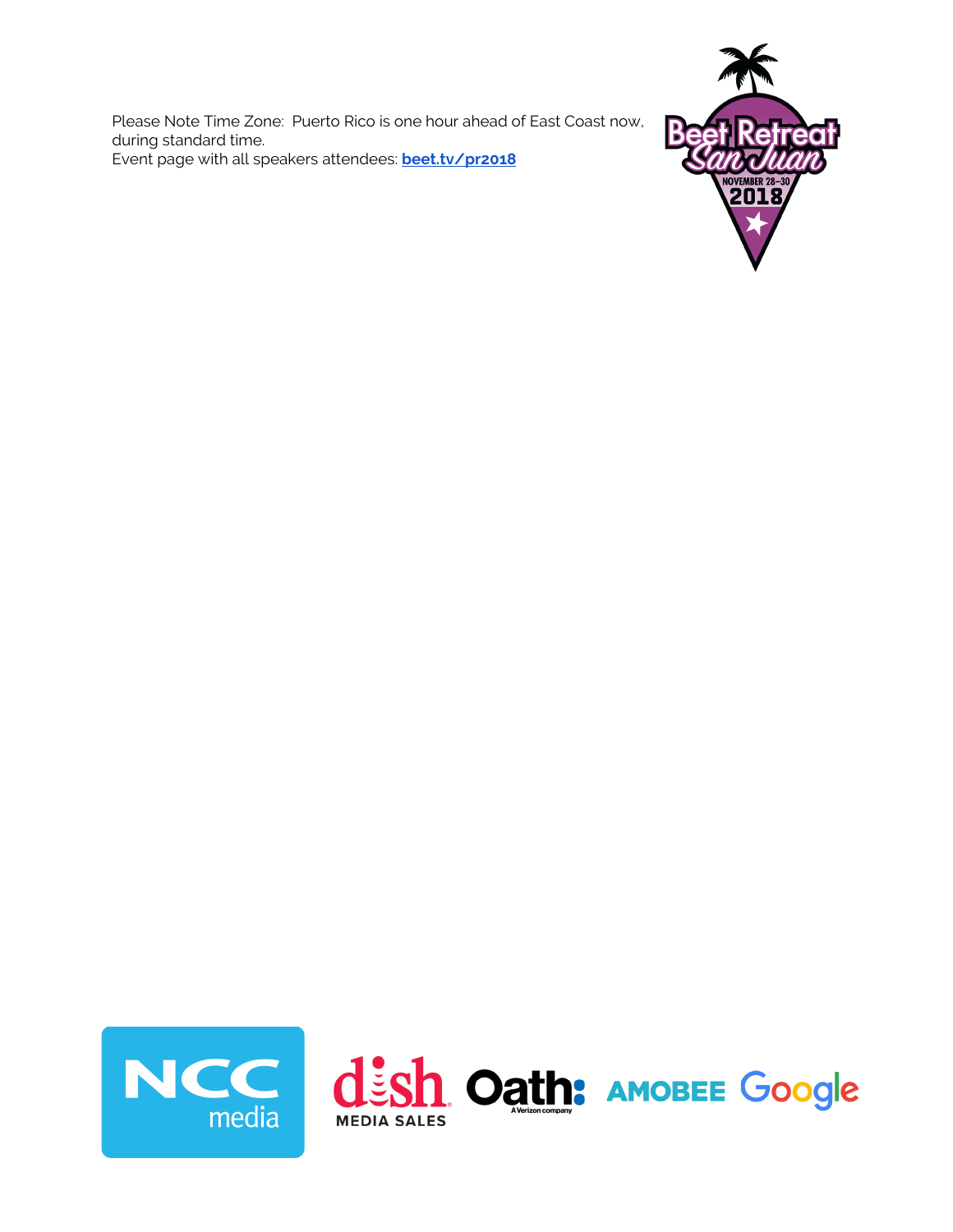Please Note Time Zone:  Puerto Rico is one hour ahead of East Coast now, during standard time.
Event page with all speakers attendees: **beet.tv/pr2018**